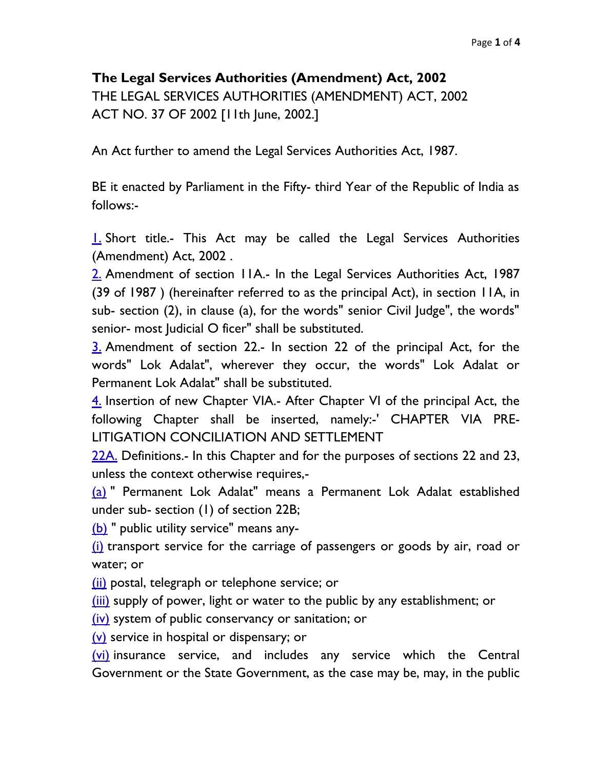**The Legal Services Authorities (Amendment) Act, 2002**

THE LEGAL SERVICES AUTHORITIES (AMENDMENT) ACT, 2002

ACT NO. 37 OF 2002 [11th June, 2002.]

An Act further to amend the Legal Services Authorities Act, 1987.

BE it enacted by Parliament in the Fifty- third Year of the Republic of India as follows:-

1. Short title.- This Act may be called the Legal Services Authorities (Amendment) Act, 2002 .

2. Amendment of section 11A.- In the Legal Services Authorities Act, 1987 (39 of 1987 ) (hereinafter referred to as the principal Act), in section 11A, in sub- section (2), in clause (a), for the words" senior Civil Judge", the words" senior- most Judicial O ficer" shall be substituted.

3. Amendment of section 22.- In section 22 of the principal Act, for the words" Lok Adalat", wherever they occur, the words" Lok Adalat or Permanent Lok Adalat" shall be substituted.

4. Insertion of new Chapter VIA.- After Chapter VI of the principal Act, the following Chapter shall be inserted, namely:-' CHAPTER VIA PRE- LITIGATION CONCILIATION AND SETTLEMENT

22A. Definitions.- In this Chapter and for the purposes of sections 22 and 23, unless the context otherwise requires,-

(a) " Permanent Lok Adalat" means a Permanent Lok Adalat established under sub- section (1) of section 22B;

(b) " public utility service" means any-

(i) transport service for the carriage of passengers or goods by air, road or water; or

(ii) postal, telegraph or telephone service; or

(iii) supply of power, light or water to the public by any establishment; or

(iv) system of public conservancy or sanitation; or

(v) service in hospital or dispensary; or

(vi) insurance service, and includes any service which the Central Government or the State Government, as the case may be, may, in the public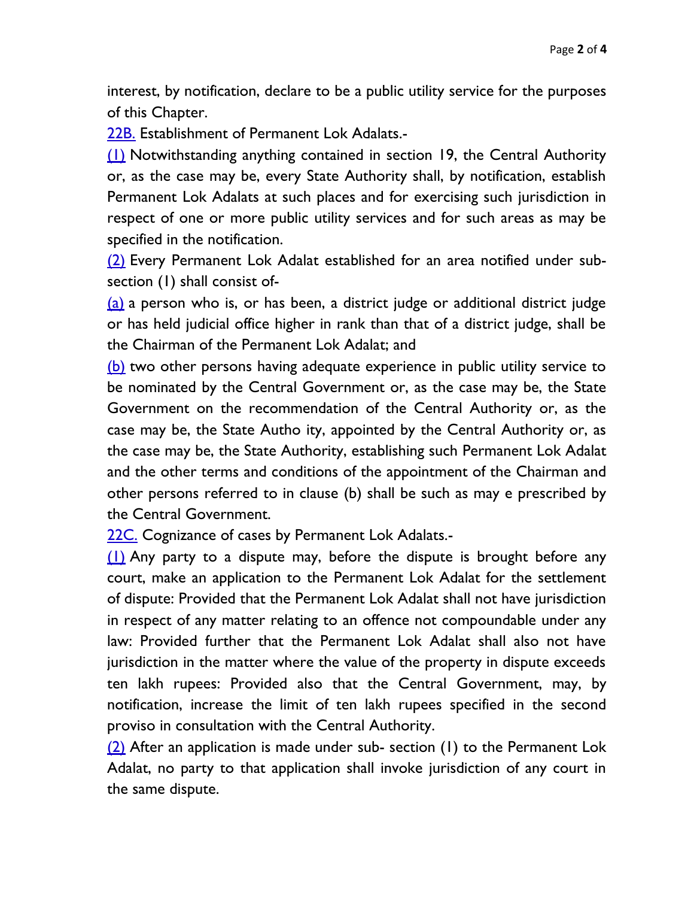interest, by notification, declare to be a public utility service for the purposes of this Chapter.

22B. Establishment of Permanent Lok Adalats.-

(1) Notwithstanding anything contained in section 19, the Central Authority or, as the case may be, every State Authority shall, by notification, establish Permanent Lok Adalats at such places and for exercising such jurisdiction in respect of one or more public utility services and for such areas as may be specified in the notification.

(2) Every Permanent Lok Adalat established for an area notified under sub- section (1) shall consist of-

(a) a person who is, or has been, a district judge or additional district judge or has held judicial office higher in rank than that of a district judge, shall be the Chairman of the Permanent Lok Adalat; and

(b) two other persons having adequate experience in public utility service to be nominated by the Central Government or, as the case may be, the State Government on the recommendation of the Central Authority or, as the case may be, the State Autho ity, appointed by the Central Authority or, as the case may be, the State Authority, establishing such Permanent Lok Adalat and the other terms and conditions of the appointment of the Chairman and other persons referred to in clause (b) shall be such as may e prescribed by the Central Government.

22C. Cognizance of cases by Permanent Lok Adalats.-

(1) Any party to a dispute may, before the dispute is brought before any court, make an application to the Permanent Lok Adalat for the settlement of dispute: Provided that the Permanent Lok Adalat shall not have jurisdiction in respect of any matter relating to an offence not compoundable under any law: Provided further that the Permanent Lok Adalat shall also not have jurisdiction in the matter where the value of the property in dispute exceeds ten lakh rupees: Provided also that the Central Government, may, by notification, increase the limit of ten lakh rupees specified in the second proviso in consultation with the Central Authority.

(2) After an application is made under sub- section (1) to the Permanent Lok Adalat, no party to that application shall invoke jurisdiction of any court in the same dispute.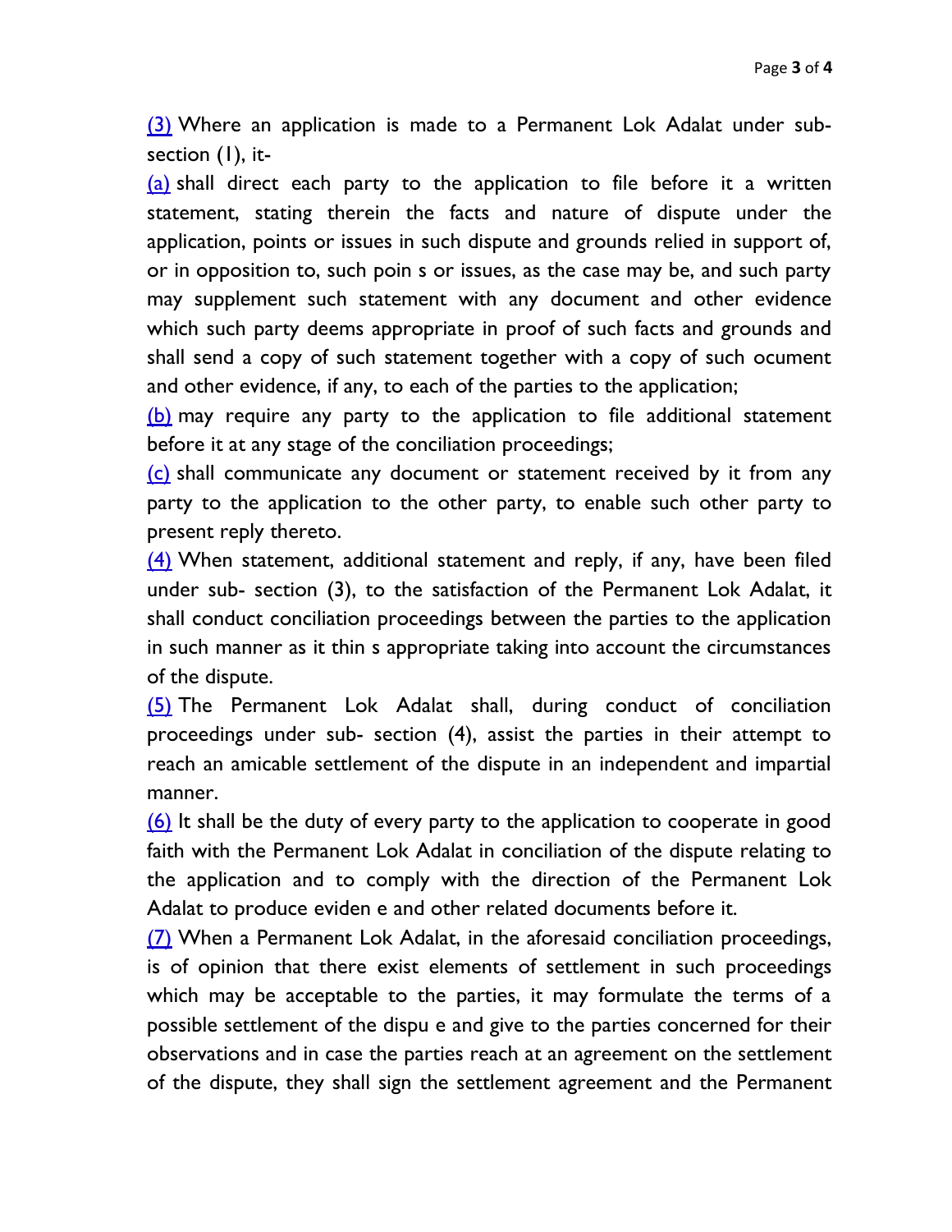(3) Where an application is made to a Permanent Lok Adalat under sub-section (1), it-

(a) shall direct each party to the application to file before it a written statement, stating therein the facts and nature of dispute under the application, points or issues in such dispute and grounds relied in support of, or in opposition to, such poin s or issues, as the case may be, and such party may supplement such statement with any document and other evidence which such party deems appropriate in proof of such facts and grounds and shall send a copy of such statement together with a copy of such ocument and other evidence, if any, to each of the parties to the application;

(b) may require any party to the application to file additional statement before it at any stage of the conciliation proceedings;

(c) shall communicate any document or statement received by it from any party to the application to the other party, to enable such other party to present reply thereto.

(4) When statement, additional statement and reply, if any, have been filed under sub- section (3), to the satisfaction of the Permanent Lok Adalat, it shall conduct conciliation proceedings between the parties to the application in such manner as it thin s appropriate taking into account the circumstances of the dispute.

(5) The Permanent Lok Adalat shall, during conduct of conciliation proceedings under sub- section (4), assist the parties in their attempt to reach an amicable settlement of the dispute in an independent and impartial manner.

(6) It shall be the duty of every party to the application to cooperate in good faith with the Permanent Lok Adalat in conciliation of the dispute relating to the application and to comply with the direction of the Permanent Lok Adalat to produce eviden e and other related documents before it.

(7) When a Permanent Lok Adalat, in the aforesaid conciliation proceedings, is of opinion that there exist elements of settlement in such proceedings which may be acceptable to the parties, it may formulate the terms of a possible settlement of the dispu e and give to the parties concerned for their observations and in case the parties reach at an agreement on the settlement of the dispute, they shall sign the settlement agreement and the Permanent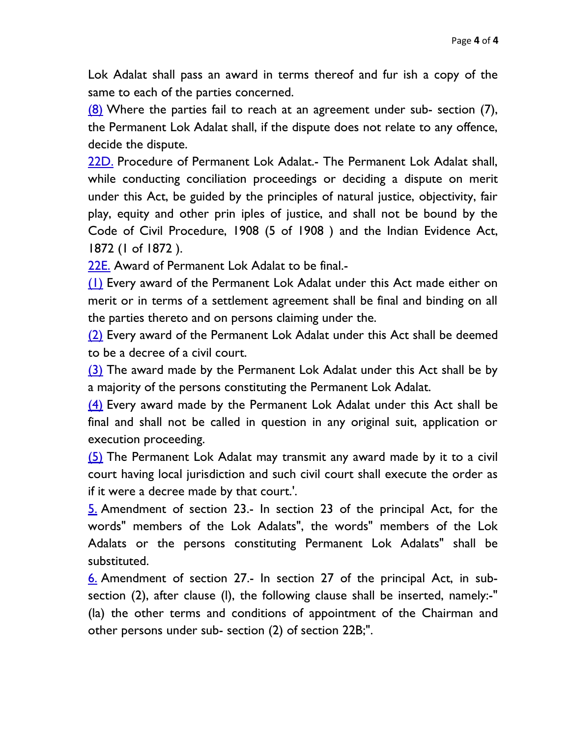Lok Adalat shall pass an award in terms thereof and fur ish a copy of the same to each of the parties concerned.

(8) Where the parties fail to reach at an agreement under sub- section (7), the Permanent Lok Adalat shall, if the dispute does not relate to any offence, decide the dispute.

22D. Procedure of Permanent Lok Adalat.- The Permanent Lok Adalat shall, while conducting conciliation proceedings or deciding a dispute on merit under this Act, be guided by the principles of natural justice, objectivity, fair play, equity and other prin iples of justice, and shall not be bound by the Code of Civil Procedure, 1908 (5 of 1908 ) and the Indian Evidence Act, 1872 (1 of 1872 ).

22E. Award of Permanent Lok Adalat to be final.-

(1) Every award of the Permanent Lok Adalat under this Act made either on merit or in terms of a settlement agreement shall be final and binding on all the parties thereto and on persons claiming under the.

(2) Every award of the Permanent Lok Adalat under this Act shall be deemed to be a decree of a civil court.

(3) The award made by the Permanent Lok Adalat under this Act shall be by a majority of the persons constituting the Permanent Lok Adalat.

(4) Every award made by the Permanent Lok Adalat under this Act shall be final and shall not be called in question in any original suit, application or execution proceeding.

(5) The Permanent Lok Adalat may transmit any award made by it to a civil court having local jurisdiction and such civil court shall execute the order as if it were a decree made by that court.'.

5. Amendment of section 23.- In section 23 of the principal Act, for the words" members of the Lok Adalats", the words" members of the Lok Adalats or the persons constituting Permanent Lok Adalats" shall be substituted.

6. Amendment of section 27.- In section 27 of the principal Act, in sub- section (2), after clause (l), the following clause shall be inserted, namely:-" (la) the other terms and conditions of appointment of the Chairman and other persons under sub- section (2) of section 22B;".